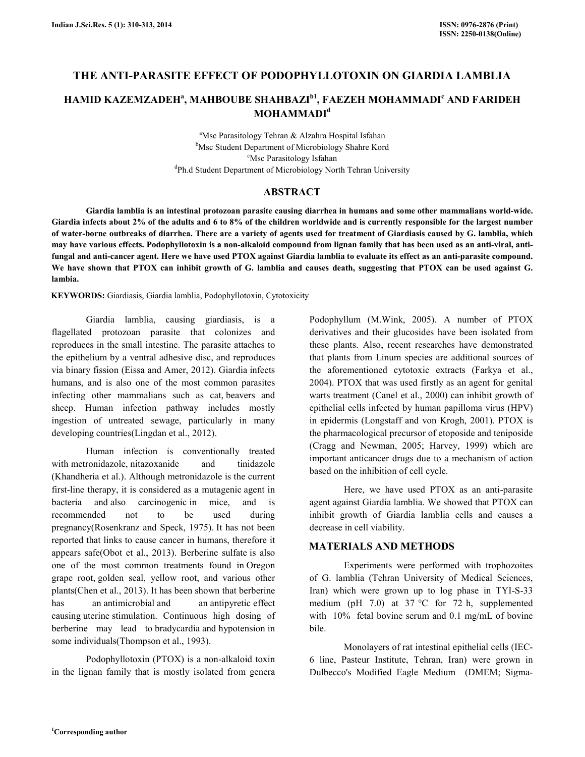# THE ANTI-PARASITE EFFECT OF PODOPHYLLOTOXIN ON GIARDIA LAMBLIA

**HAMID KAZEMZADEH[a], MAHBOUBE SHAHBAZI[b1], FAEZEH MOHAMMADI[c] AND FARIDEH MOHAMMADI[d]**

[a]Msc Parasitology Tehran & Alzahra Hospital Isfahan
[b]Msc Student Department of Microbiology Shahre Kord
[c]Msc Parasitology Isfahan
[d]Ph.d Student Department of Microbiology North Tehran University

## ABSTRACT

**Giardia lamblia is an intestinal protozoan parasite causing diarrhea in humans and some other mammalians world-wide. Giardia infects about 2% of the adults and 6 to 8% of the children worldwide and is currently responsible for the largest number of water-borne outbreaks of diarrhea. There are a variety of agents used for treatment of Giardiasis caused by G. lamblia, which may have various effects. Podophyllotoxin is a non-alkaloid compound from lignan family that has been used as an anti-viral, anti-fungal and anti-cancer agent. Here we have used PTOX against Giardia lamblia to evaluate its effect as an anti-parasite compound. We have shown that PTOX can inhibit growth of G. lamblia and causes death, suggesting that PTOX can be used against G. lambia.**

**KEYWORDS:** Giardiasis, Giardia lamblia, Podophyllotoxin, Cytotoxicity

Giardia lamblia, causing giardiasis, is a flagellated protozoan parasite that colonizes and reproduces in the small intestine. The parasite attaches to the epithelium by a ventral adhesive disc, and reproduces via binary fission (Eissa and Amer, 2012). Giardia infects humans, and is also one of the most common parasites infecting other mammalians such as cat, beavers and sheep. Human infection pathway includes mostly ingestion of untreated sewage, particularly in many developing countries(Lingdan et al., 2012).

Human infection is conventionally treated with metronidazole, nitazoxanide and tinidazole (Khandheria et al.). Although metronidazole is the current first-line therapy, it is considered as a mutagenic agent in bacteria and also carcinogenic in mice, and is recommended not to be used during pregnancy(Rosenkranz and Speck, 1975). It has not been reported that links to cause cancer in humans, therefore it appears safe(Obot et al., 2013). Berberine sulfate is also one of the most common treatments found in Oregon grape root, golden seal, yellow root, and various other plants(Chen et al., 2013). It has been shown that berberine has an antimicrobial and an antipyretic effect causing uterine stimulation. Continuous high dosing of berberine may lead to bradycardia and hypotension in some individuals(Thompson et al., 1993).

Podophyllotoxin (PTOX) is a non-alkaloid toxin in the lignan family that is mostly isolated from genera Podophyllum (M.Wink, 2005). A number of PTOX derivatives and their glucosides have been isolated from these plants. Also, recent researches have demonstrated that plants from Linum species are additional sources of the aforementioned cytotoxic extracts (Farkya et al., 2004). PTOX that was used firstly as an agent for genital warts treatment (Canel et al., 2000) can inhibit growth of epithelial cells infected by human papilloma virus (HPV) in epidermis (Longstaff and von Krogh, 2001). PTOX is the pharmacological precursor of etoposide and teniposide (Cragg and Newman, 2005; Harvey, 1999) which are important anticancer drugs due to a mechanism of action based on the inhibition of cell cycle.

Here, we have used PTOX as an anti-parasite agent against Giardia lamblia. We showed that PTOX can inhibit growth of Giardia lamblia cells and causes a decrease in cell viability.

## MATERIALS AND METHODS

Experiments were performed with trophozoites of G. lamblia (Tehran University of Medical Sciences, Iran) which were grown up to log phase in TYI-S-33 medium (pH 7.0) at 37 °C for 72 h, supplemented with 10% fetal bovine serum and 0.1 mg/mL of bovine bile.

Monolayers of rat intestinal epithelial cells (IEC-6 line, Pasteur Institute, Tehran, Iran) were grown in Dulbecco's Modified Eagle Medium (DMEM; Sigma-

[1]Corresponding author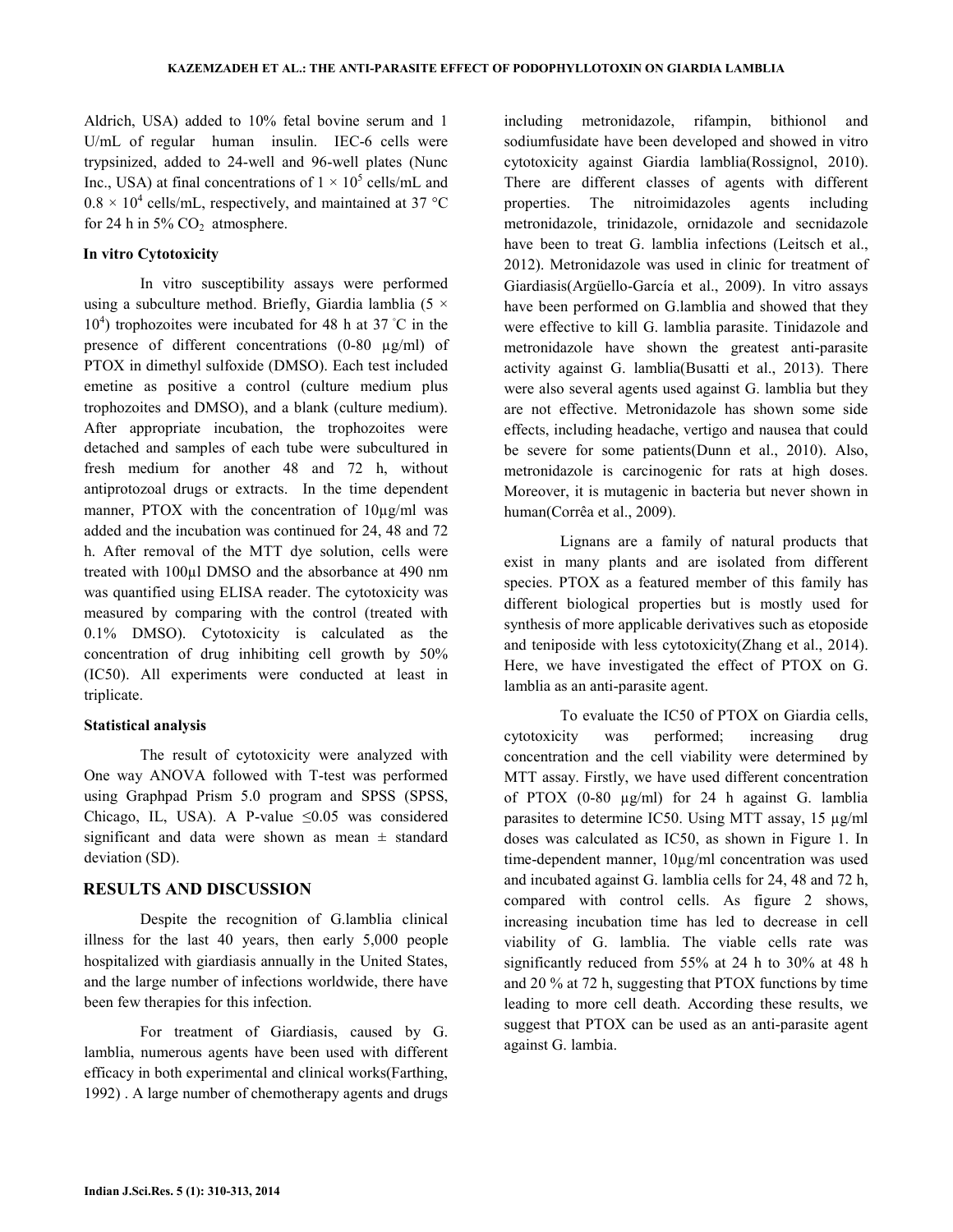Aldrich, USA) added to 10% fetal bovine serum and 1 U/mL of regular human insulin. IEC-6 cells were trypsinized, added to 24-well and 96-well plates (Nunc Inc., USA) at final concentrations of $1 \times 10^5$ cells/mL and $0.8 \times 10^4$ cells/mL, respectively, and maintained at 37 °C for 24 h in 5% $CO_2$ atmosphere.

### In vitro Cytotoxicity

In vitro susceptibility assays were performed using a subculture method. Briefly, Giardia lamblia ($5 \times 10^4$) trophozoites were incubated for 48 h at 37 ˚C in the presence of different concentrations (0-80 µg/ml) of PTOX in dimethyl sulfoxide (DMSO). Each test included emetine as positive a control (culture medium plus trophozoites and DMSO), and a blank (culture medium). After appropriate incubation, the trophozoites were detached and samples of each tube were subcultured in fresh medium for another 48 and 72 h, without antiprotozoal drugs or extracts. In the time dependent manner, PTOX with the concentration of 10µg/ml was added and the incubation was continued for 24, 48 and 72 h. After removal of the MTT dye solution, cells were treated with 100µl DMSO and the absorbance at 490 nm was quantified using ELISA reader. The cytotoxicity was measured by comparing with the control (treated with 0.1% DMSO). Cytotoxicity is calculated as the concentration of drug inhibiting cell growth by 50% (IC50). All experiments were conducted at least in triplicate.

### Statistical analysis

The result of cytotoxicity were analyzed with One way ANOVA followed with T-test was performed using Graphpad Prism 5.0 program and SPSS (SPSS, Chicago, IL, USA). A P-value ≤0.05 was considered significant and data were shown as mean ± standard deviation (SD).

## RESULTS AND DISCUSSION

Despite the recognition of G.lamblia clinical illness for the last 40 years, then early 5,000 people hospitalized with giardiasis annually in the United States, and the large number of infections worldwide, there have been few therapies for this infection.

For treatment of Giardiasis, caused by G. lamblia, numerous agents have been used with different efficacy in both experimental and clinical works(Farthing, 1992) . A large number of chemotherapy agents and drugs including metronidazole, rifampin, bithionol and sodiumfusidate have been developed and showed in vitro cytotoxicity against Giardia lamblia(Rossignol, 2010). There are different classes of agents with different properties. The nitroimidazoles agents including metronidazole, trinidazole, ornidazole and secnidazole have been to treat G. lamblia infections (Leitsch et al., 2012). Metronidazole was used in clinic for treatment of Giardiasis(Argüello-García et al., 2009). In vitro assays have been performed on G.lamblia and showed that they were effective to kill G. lamblia parasite. Tinidazole and metronidazole have shown the greatest anti-parasite activity against G. lamblia(Busatti et al., 2013). There were also several agents used against G. lamblia but they are not effective. Metronidazole has shown some side effects, including headache, vertigo and nausea that could be severe for some patients(Dunn et al., 2010). Also, metronidazole is carcinogenic for rats at high doses. Moreover, it is mutagenic in bacteria but never shown in human(Corrêa et al., 2009).

Lignans are a family of natural products that exist in many plants and are isolated from different species. PTOX as a featured member of this family has different biological properties but is mostly used for synthesis of more applicable derivatives such as etoposide and teniposide with less cytotoxicity(Zhang et al., 2014). Here, we have investigated the effect of PTOX on G. lamblia as an anti-parasite agent.

To evaluate the IC50 of PTOX on Giardia cells, cytotoxicity was performed; increasing drug concentration and the cell viability were determined by MTT assay. Firstly, we have used different concentration of PTOX (0-80 µg/ml) for 24 h against G. lamblia parasites to determine IC50. Using MTT assay, 15 µg/ml doses was calculated as IC50, as shown in Figure 1. In time-dependent manner, 10µg/ml concentration was used and incubated against G. lamblia cells for 24, 48 and 72 h, compared with control cells. As figure 2 shows, increasing incubation time has led to decrease in cell viability of G. lamblia. The viable cells rate was significantly reduced from 55% at 24 h to 30% at 48 h and 20 % at 72 h, suggesting that PTOX functions by time leading to more cell death. According these results, we suggest that PTOX can be used as an anti-parasite agent against G. lambia.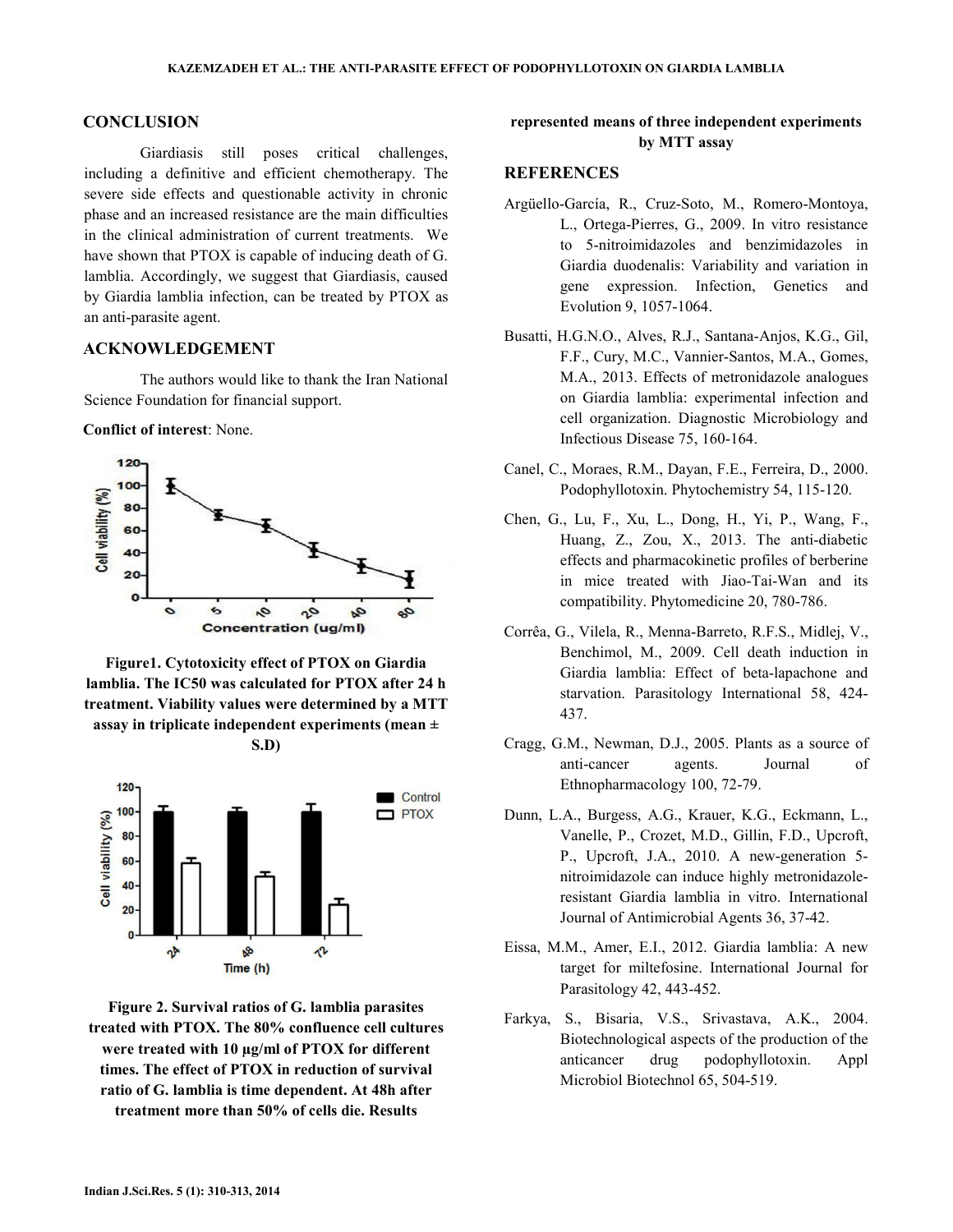## CONCLUSION

Giardiasis still poses critical challenges, including a definitive and efficient chemotherapy. The severe side effects and questionable activity in chronic phase and an increased resistance are the main difficulties in the clinical administration of current treatments. We have shown that PTOX is capable of inducing death of G. lamblia. Accordingly, we suggest that Giardiasis, caused by Giardia lamblia infection, can be treated by PTOX as an anti-parasite agent.

## ACKNOWLEDGEMENT

The authors would like to thank the Iran National Science Foundation for financial support.

**Conflict of interest**: None.

**Figure1. Cytotoxicity effect of PTOX on Giardia lamblia. The IC50 was calculated for PTOX after 24 h treatment. Viability values were determined by a MTT assay in triplicate independent experiments (mean ± S.D)**

**Figure 2. Survival ratios of G. lamblia parasites treated with PTOX. The 80% confluence cell cultures were treated with 10 µg/ml of PTOX for different times. The effect of PTOX in reduction of survival ratio of G. lamblia is time dependent. At 48h after treatment more than 50% of cells die. Results represented means of three independent experiments by MTT assay**

## REFERENCES

Argüello-García, R., Cruz-Soto, M., Romero-Montoya, L., Ortega-Pierres, G., 2009. In vitro resistance to 5-nitroimidazoles and benzimidazoles in Giardia duodenalis: Variability and variation in gene expression. Infection, Genetics and Evolution 9, 1057-1064.

Busatti, H.G.N.O., Alves, R.J., Santana-Anjos, K.G., Gil, F.F., Cury, M.C., Vannier-Santos, M.A., Gomes, M.A., 2013. Effects of metronidazole analogues on Giardia lamblia: experimental infection and cell organization. Diagnostic Microbiology and Infectious Disease 75, 160-164.

Canel, C., Moraes, R.M., Dayan, F.E., Ferreira, D., 2000. Podophyllotoxin. Phytochemistry 54, 115-120.

Chen, G., Lu, F., Xu, L., Dong, H., Yi, P., Wang, F., Huang, Z., Zou, X., 2013. The anti-diabetic effects and pharmacokinetic profiles of berberine in mice treated with Jiao-Tai-Wan and its compatibility. Phytomedicine 20, 780-786.

Corrêa, G., Vilela, R., Menna-Barreto, R.F.S., Midlej, V., Benchimol, M., 2009. Cell death induction in Giardia lamblia: Effect of beta-lapachone and starvation. Parasitology International 58, 424-437.

Cragg, G.M., Newman, D.J., 2005. Plants as a source of anti-cancer agents. Journal of Ethnopharmacology 100, 72-79.

Dunn, L.A., Burgess, A.G., Krauer, K.G., Eckmann, L., Vanelle, P., Crozet, M.D., Gillin, F.D., Upcroft, P., Upcroft, J.A., 2010. A new-generation 5-nitroimidazole can induce highly metronidazole-resistant Giardia lamblia in vitro. International Journal of Antimicrobial Agents 36, 37-42.

Eissa, M.M., Amer, E.I., 2012. Giardia lamblia: A new target for miltefosine. International Journal for Parasitology 42, 443-452.

Farkya, S., Bisaria, V.S., Srivastava, A.K., 2004. Biotechnological aspects of the production of the anticancer drug podophyllotoxin. Appl Microbiol Biotechnol 65, 504-519.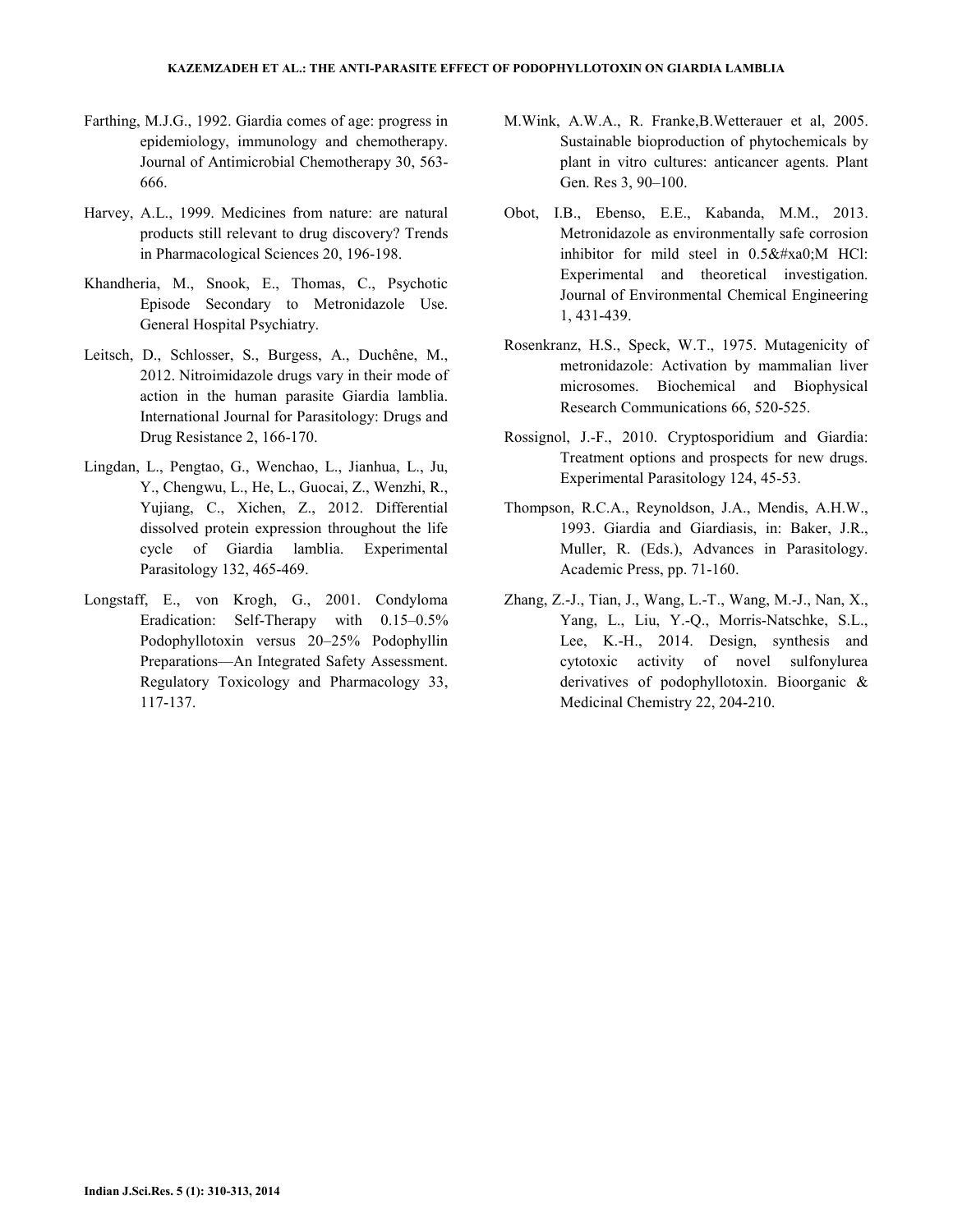Farthing, M.J.G., 1992. Giardia comes of age: progress in epidemiology, immunology and chemotherapy. Journal of Antimicrobial Chemotherapy 30, 563-666.

Harvey, A.L., 1999. Medicines from nature: are natural products still relevant to drug discovery? Trends in Pharmacological Sciences 20, 196-198.

Khandheria, M., Snook, E., Thomas, C., Psychotic Episode Secondary to Metronidazole Use. General Hospital Psychiatry.

Leitsch, D., Schlosser, S., Burgess, A., Duchêne, M., 2012. Nitroimidazole drugs vary in their mode of action in the human parasite Giardia lamblia. International Journal for Parasitology: Drugs and Drug Resistance 2, 166-170.

Lingdan, L., Pengtao, G., Wenchao, L., Jianhua, L., Ju, Y., Chengwu, L., He, L., Guocai, Z., Wenzhi, R., Yujiang, C., Xichen, Z., 2012. Differential dissolved protein expression throughout the life cycle of Giardia lamblia. Experimental Parasitology 132, 465-469.

Longstaff, E., von Krogh, G., 2001. Condyloma Eradication: Self-Therapy with 0.15–0.5% Podophyllotoxin versus 20–25% Podophyllin Preparations—An Integrated Safety Assessment. Regulatory Toxicology and Pharmacology 33, 117-137.

M.Wink, A.W.A., R. Franke,B.Wetterauer et al, 2005. Sustainable bioproduction of phytochemicals by plant in vitro cultures: anticancer agents. Plant Gen. Res 3, 90–100.

Obot, I.B., Ebenso, E.E., Kabanda, M.M., 2013. Metronidazole as environmentally safe corrosion inhibitor for mild steel in 0.5&#xa0;M HCl: Experimental and theoretical investigation. Journal of Environmental Chemical Engineering 1, 431-439.

Rosenkranz, H.S., Speck, W.T., 1975. Mutagenicity of metronidazole: Activation by mammalian liver microsomes. Biochemical and Biophysical Research Communications 66, 520-525.

Rossignol, J.-F., 2010. Cryptosporidium and Giardia: Treatment options and prospects for new drugs. Experimental Parasitology 124, 45-53.

Thompson, R.C.A., Reynoldson, J.A., Mendis, A.H.W., 1993. Giardia and Giardiasis, in: Baker, J.R., Muller, R. (Eds.), Advances in Parasitology. Academic Press, pp. 71-160.

Zhang, Z.-J., Tian, J., Wang, L.-T., Wang, M.-J., Nan, X., Yang, L., Liu, Y.-Q., Morris-Natschke, S.L., Lee, K.-H., 2014. Design, synthesis and cytotoxic activity of novel sulfonylurea derivatives of podophyllotoxin. Bioorganic & Medicinal Chemistry 22, 204-210.